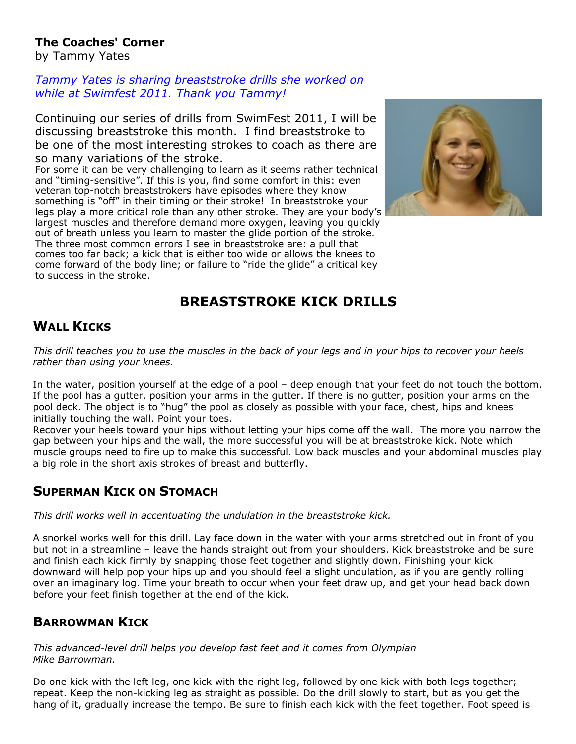**The Coaches' Corner**
by Tammy Yates

*Tammy Yates is sharing breaststroke drills she worked on while at Swimfest 2011. Thank you Tammy!*

Continuing our series of drills from SwimFest 2011, I will be discussing breaststroke this month. I find breaststroke to be one of the most interesting strokes to coach as there are so many variations of the stroke.

For some it can be very challenging to learn as it seems rather technical and "timing-sensitive". If this is you, find some comfort in this: even veteran top-notch breaststrokers have episodes where they know something is "off" in their timing or their stroke! In breaststroke your legs play a more critical role than any other stroke. They are your body's largest muscles and therefore demand more oxygen, leaving you quickly out of breath unless you learn to master the glide portion of the stroke. The three most common errors I see in breaststroke are: a pull that comes too far back; a kick that is either too wide or allows the knees to come forward of the body line; or failure to "ride the glide" a critical key to success in the stroke.

# BREASTSTROKE KICK DRILLS

## WALL KICKS

*This drill teaches you to use the muscles in the back of your legs and in your hips to recover your heels rather than using your knees.*

In the water, position yourself at the edge of a pool – deep enough that your feet do not touch the bottom. If the pool has a gutter, position your arms in the gutter. If there is no gutter, position your arms on the pool deck. The object is to "hug" the pool as closely as possible with your face, chest, hips and knees initially touching the wall. Point your toes.

Recover your heels toward your hips without letting your hips come off the wall. The more you narrow the gap between your hips and the wall, the more successful you will be at breaststroke kick. Note which muscle groups need to fire up to make this successful. Low back muscles and your abdominal muscles play a big role in the short axis strokes of breast and butterfly.

## SUPERMAN KICK ON STOMACH

*This drill works well in accentuating the undulation in the breaststroke kick.*

A snorkel works well for this drill. Lay face down in the water with your arms stretched out in front of you but not in a streamline – leave the hands straight out from your shoulders. Kick breaststroke and be sure and finish each kick firmly by snapping those feet together and slightly down. Finishing your kick downward will help pop your hips up and you should feel a slight undulation, as if you are gently rolling over an imaginary log. Time your breath to occur when your feet draw up, and get your head back down before your feet finish together at the end of the kick.

## BARROWMAN KICK

*This advanced-level drill helps you develop fast feet and it comes from Olympian Mike Barrowman.*

Do one kick with the left leg, one kick with the right leg, followed by one kick with both legs together; repeat. Keep the non-kicking leg as straight as possible. Do the drill slowly to start, but as you get the hang of it, gradually increase the tempo. Be sure to finish each kick with the feet together. Foot speed is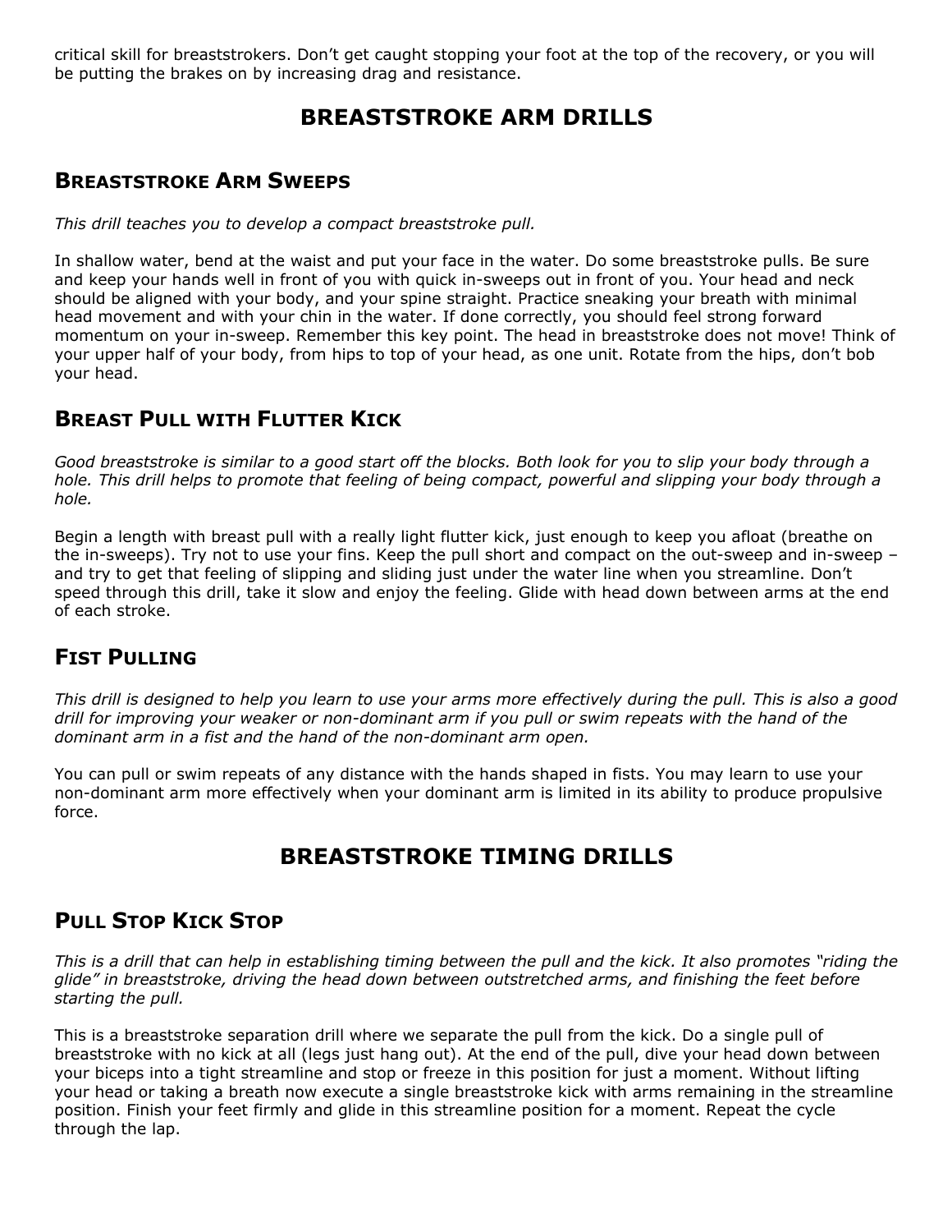critical skill for breaststrokers. Don't get caught stopping your foot at the top of the recovery, or you will be putting the brakes on by increasing drag and resistance.

# BREASTSTROKE ARM DRILLS

## Breaststroke Arm Sweeps

*This drill teaches you to develop a compact breaststroke pull.*

In shallow water, bend at the waist and put your face in the water. Do some breaststroke pulls. Be sure and keep your hands well in front of you with quick in-sweeps out in front of you. Your head and neck should be aligned with your body, and your spine straight. Practice sneaking your breath with minimal head movement and with your chin in the water. If done correctly, you should feel strong forward momentum on your in-sweep. Remember this key point. The head in breaststroke does not move! Think of your upper half of your body, from hips to top of your head, as one unit. Rotate from the hips, don't bob your head.

## Breast Pull with Flutter Kick

*Good breaststroke is similar to a good start off the blocks. Both look for you to slip your body through a hole. This drill helps to promote that feeling of being compact, powerful and slipping your body through a hole.*

Begin a length with breast pull with a really light flutter kick, just enough to keep you afloat (breathe on the in-sweeps). Try not to use your fins. Keep the pull short and compact on the out-sweep and in-sweep – and try to get that feeling of slipping and sliding just under the water line when you streamline. Don't speed through this drill, take it slow and enjoy the feeling. Glide with head down between arms at the end of each stroke.

## Fist Pulling

*This drill is designed to help you learn to use your arms more effectively during the pull. This is also a good drill for improving your weaker or non-dominant arm if you pull or swim repeats with the hand of the dominant arm in a fist and the hand of the non-dominant arm open.*

You can pull or swim repeats of any distance with the hands shaped in fists. You may learn to use your non-dominant arm more effectively when your dominant arm is limited in its ability to produce propulsive force.

# BREASTSTROKE TIMING DRILLS

## Pull Stop Kick Stop

*This is a drill that can help in establishing timing between the pull and the kick. It also promotes "riding the glide" in breaststroke, driving the head down between outstretched arms, and finishing the feet before starting the pull.*

This is a breaststroke separation drill where we separate the pull from the kick. Do a single pull of breaststroke with no kick at all (legs just hang out). At the end of the pull, dive your head down between your biceps into a tight streamline and stop or freeze in this position for just a moment. Without lifting your head or taking a breath now execute a single breaststroke kick with arms remaining in the streamline position. Finish your feet firmly and glide in this streamline position for a moment. Repeat the cycle through the lap.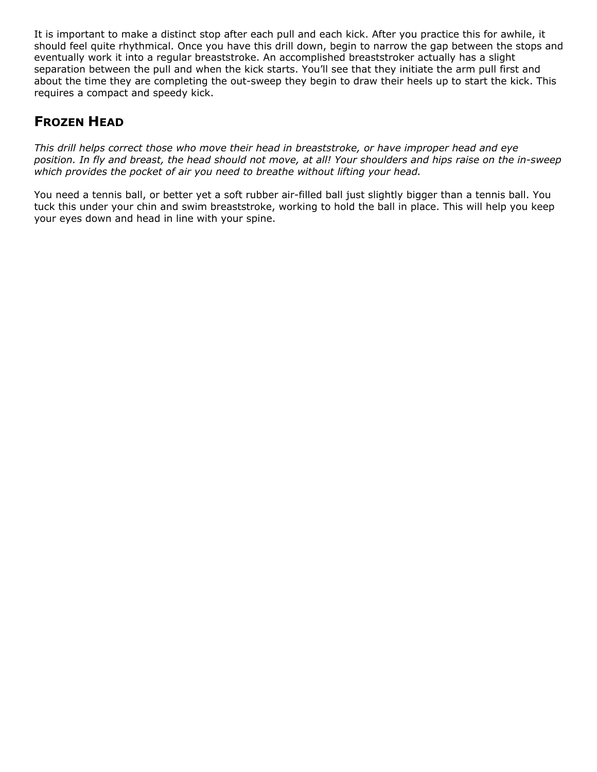It is important to make a distinct stop after each pull and each kick. After you practice this for awhile, it should feel quite rhythmical. Once you have this drill down, begin to narrow the gap between the stops and eventually work it into a regular breaststroke. An accomplished breaststroker actually has a slight separation between the pull and when the kick starts. You'll see that they initiate the arm pull first and about the time they are completing the out-sweep they begin to draw their heels up to start the kick. This requires a compact and speedy kick.

## Frozen Head

*This drill helps correct those who move their head in breaststroke, or have improper head and eye position. In fly and breast, the head should not move, at all! Your shoulders and hips raise on the in-sweep which provides the pocket of air you need to breathe without lifting your head.*

You need a tennis ball, or better yet a soft rubber air-filled ball just slightly bigger than a tennis ball. You tuck this under your chin and swim breaststroke, working to hold the ball in place. This will help you keep your eyes down and head in line with your spine.